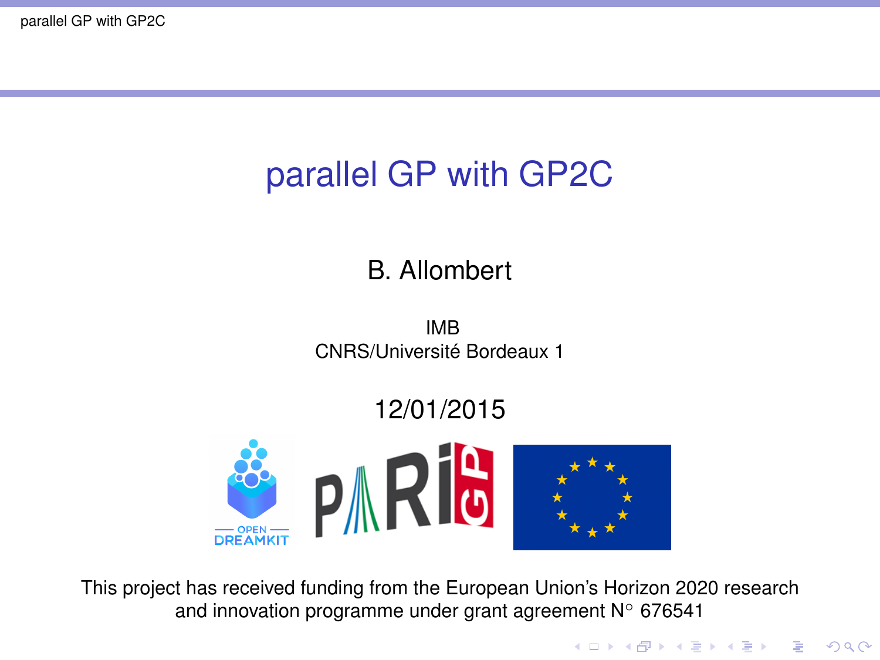# parallel GP with GP2C

B. Allombert

IMB
CNRS/Université Bordeaux 1

12/01/2015

This project has received funding from the European Union's Horizon 2020 research and innovation programme under grant agreement N° 676541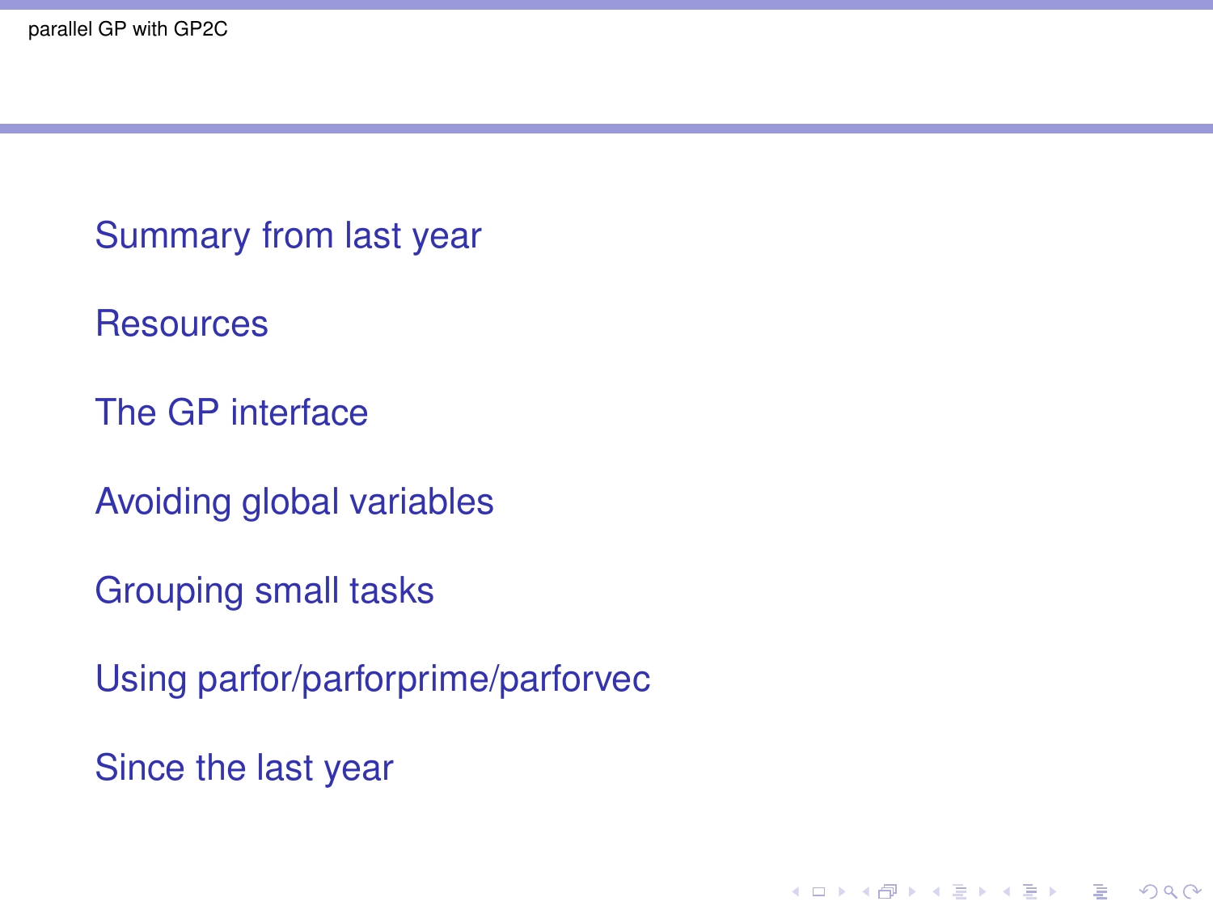- Summary from last year
- Resources
- The GP interface
- Avoiding global variables
- Grouping small tasks
- Using parfor/parforprime/parforvec
- Since the last year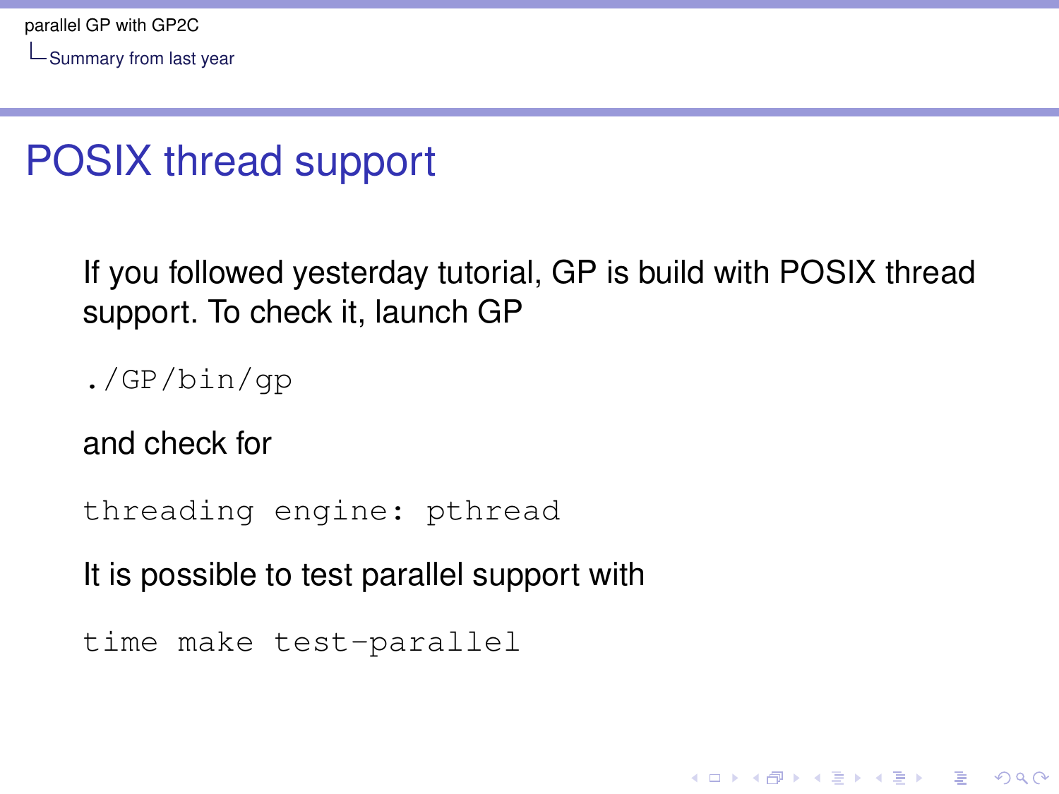# POSIX thread support

If you followed yesterday tutorial, GP is build with POSIX thread support. To check it, launch GP

```
./GP/bin/gp
```

and check for

```
threading engine: pthread
```

It is possible to test parallel support with

```
time make test-parallel
```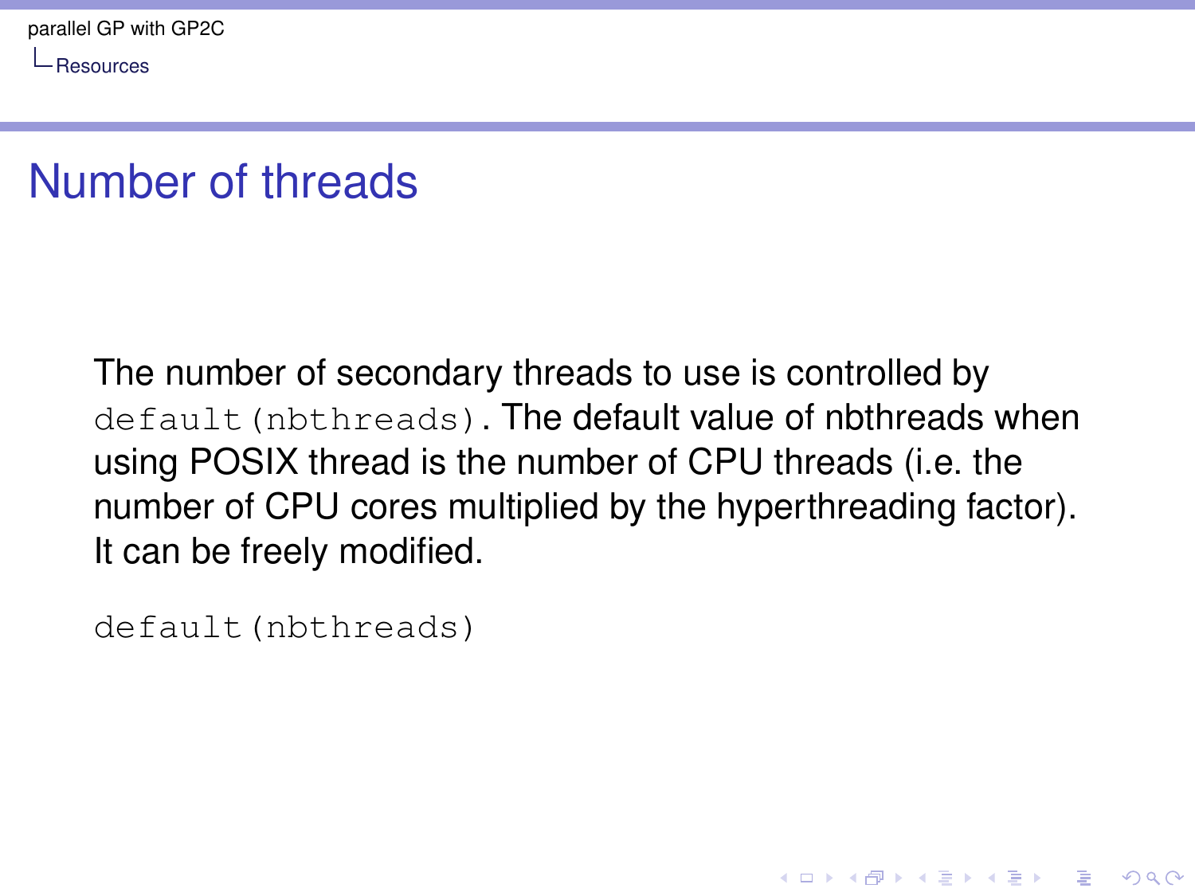# Number of threads

The number of secondary threads to use is controlled by `default(nbthreads)`. The default value of nbthreads when using POSIX thread is the number of CPU threads (i.e. the number of CPU cores multiplied by the hyperthreading factor). It can be freely modified.

```
default(nbthreads)
```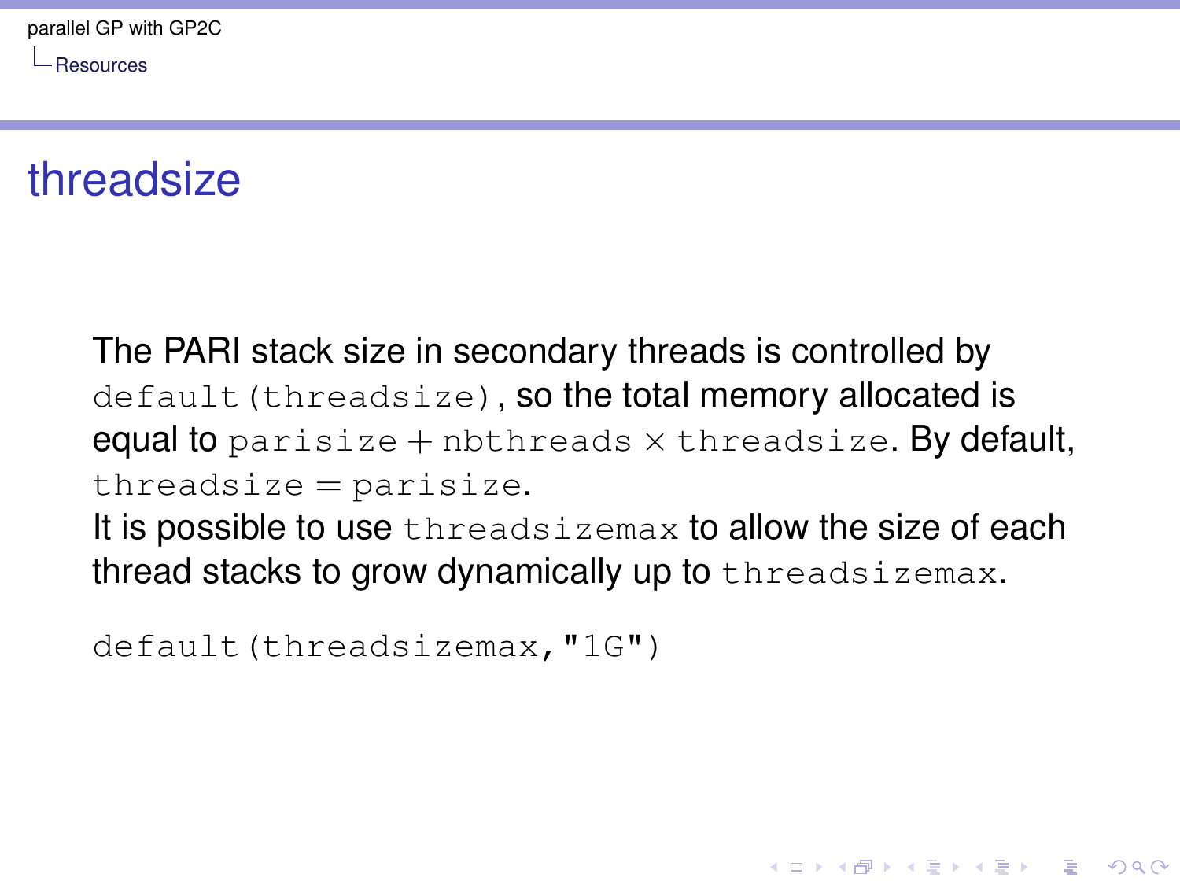# threadsize

The PARI stack size in secondary threads is controlled by `default(threadsize)`, so the total memory allocated is equal to $\texttt{parisize} + \texttt{nbthreads} \times \texttt{threadsize}$. By default, $\texttt{threadsize} = \texttt{parisize}$.

It is possible to use `threadsizemax` to allow the size of each thread stacks to grow dynamically up to `threadsizemax`.

```
default(threadsizemax,"1G")
```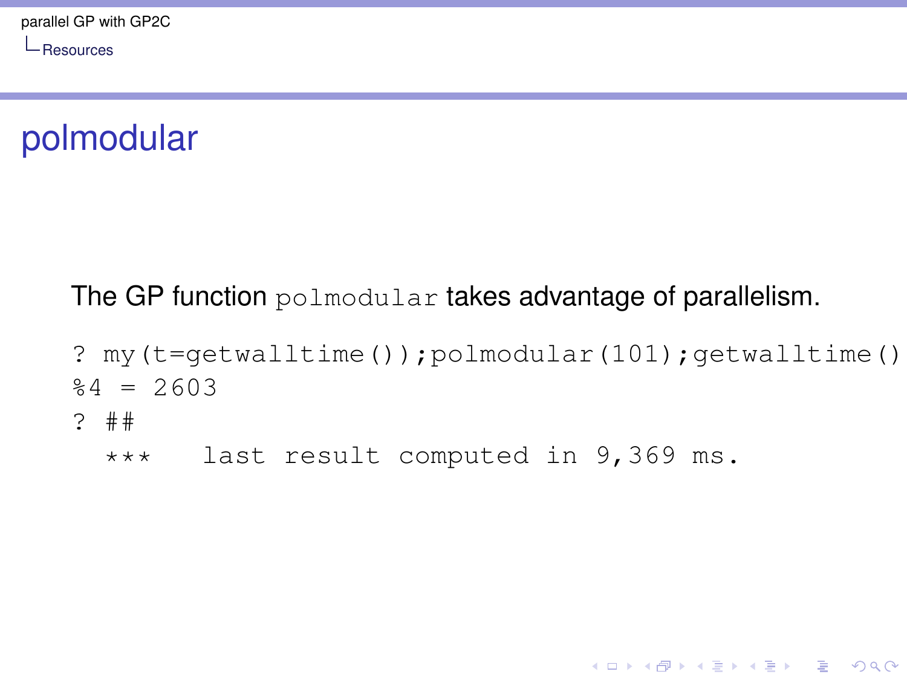## polmodular

The GP function `polmodular` takes advantage of parallelism.

```
? my(t=getwalltime());polmodular(101);getwalltime()
%4 = 2603
? ##
  ***   last result computed in 9,369 ms.
```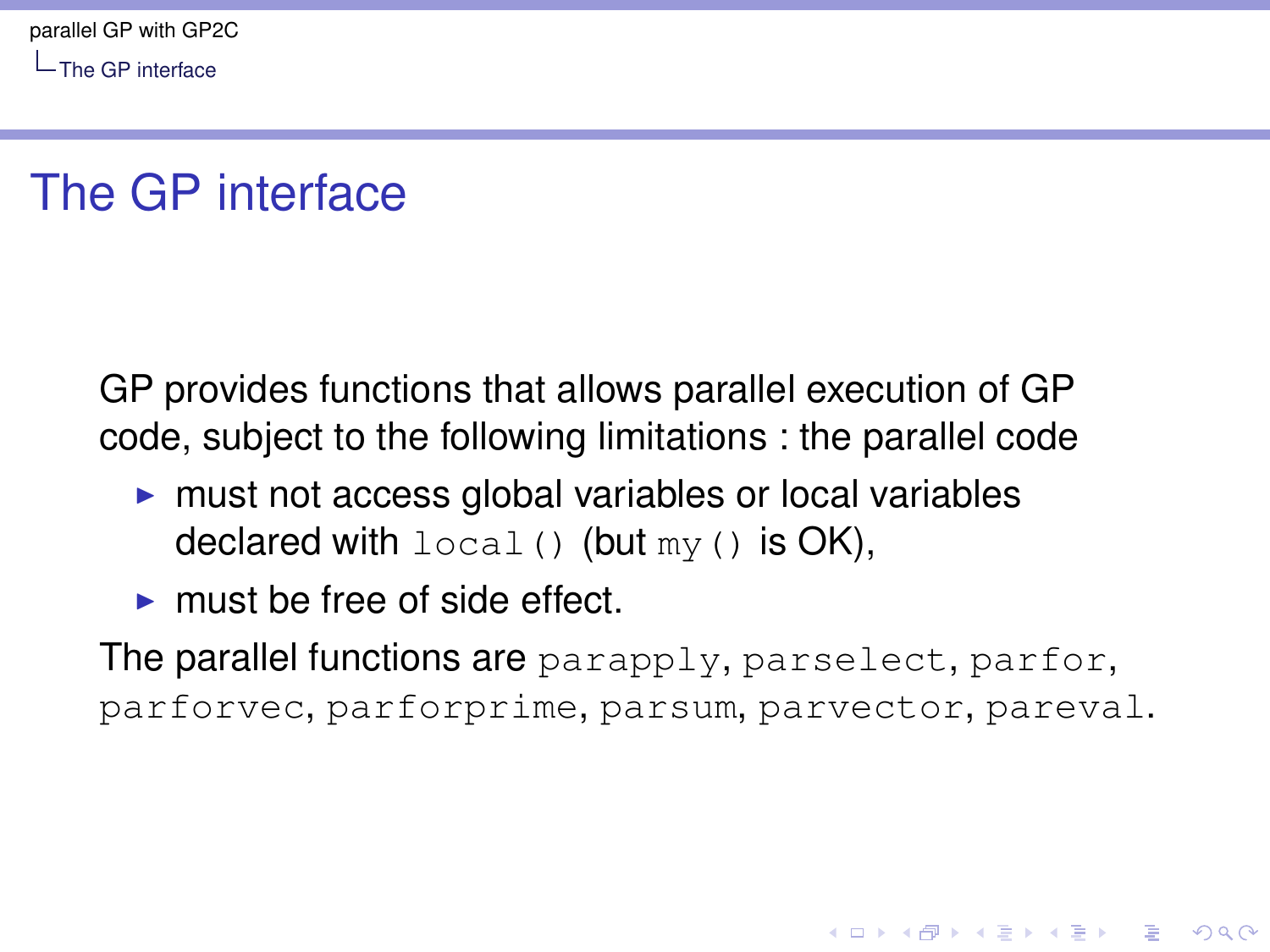# The GP interface

GP provides functions that allows parallel execution of GP code, subject to the following limitations : the parallel code

- must not access global variables or local variables declared with `local()` (but `my()` is OK),
- must be free of side effect.

The parallel functions are `parapply`, `parselect`, `parfor`, `parforvec`, `parforprime`, `parsum`, `parvector`, `pareval`.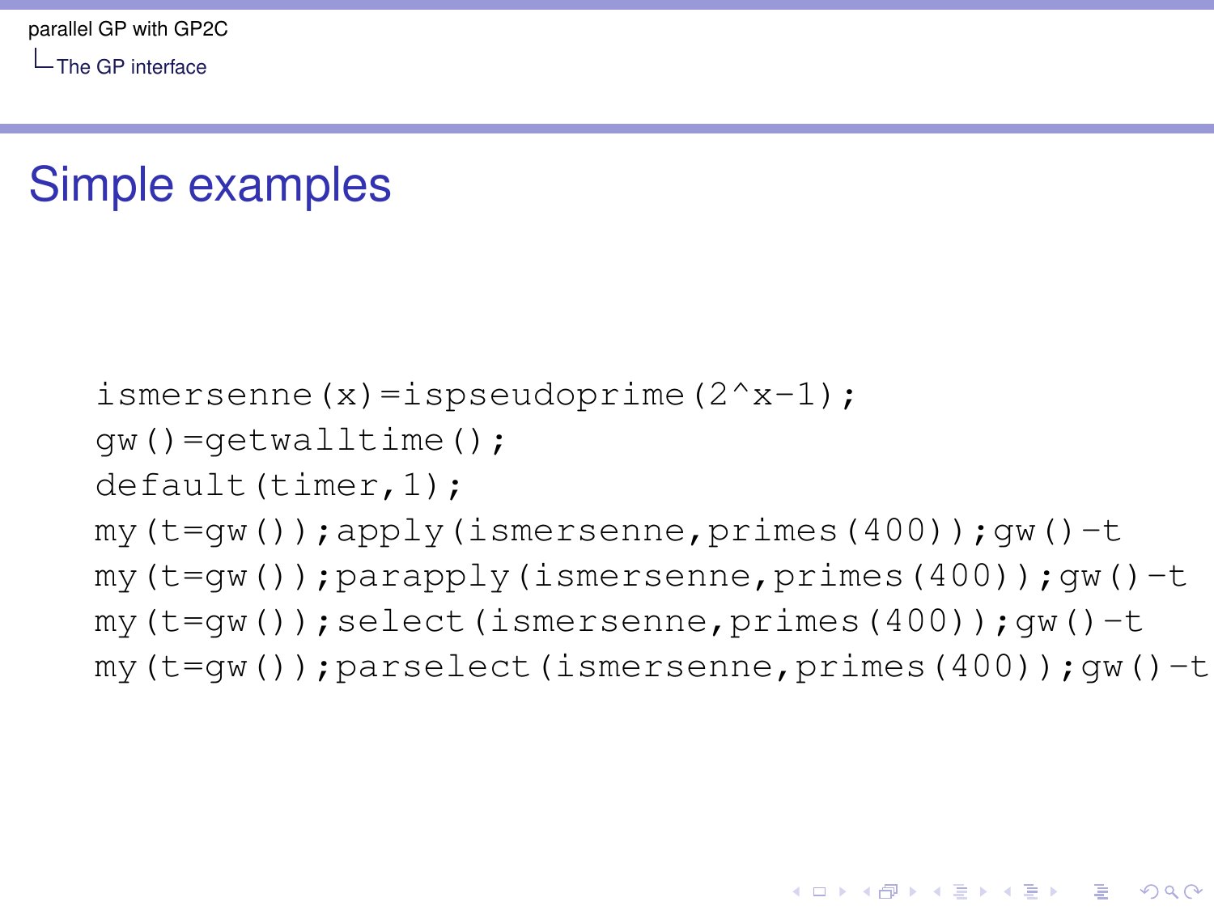## Simple examples

```
ismersenne(x)=ispseudoprime(2^x-1);
gw()=getwalltime();
default(timer,1);
my(t=gw());apply(ismersenne,primes(400));gw()-t
my(t=gw());parapply(ismersenne,primes(400));gw()-t
my(t=gw());select(ismersenne,primes(400));gw()-t
my(t=gw());parselect(ismersenne,primes(400));gw()-t
```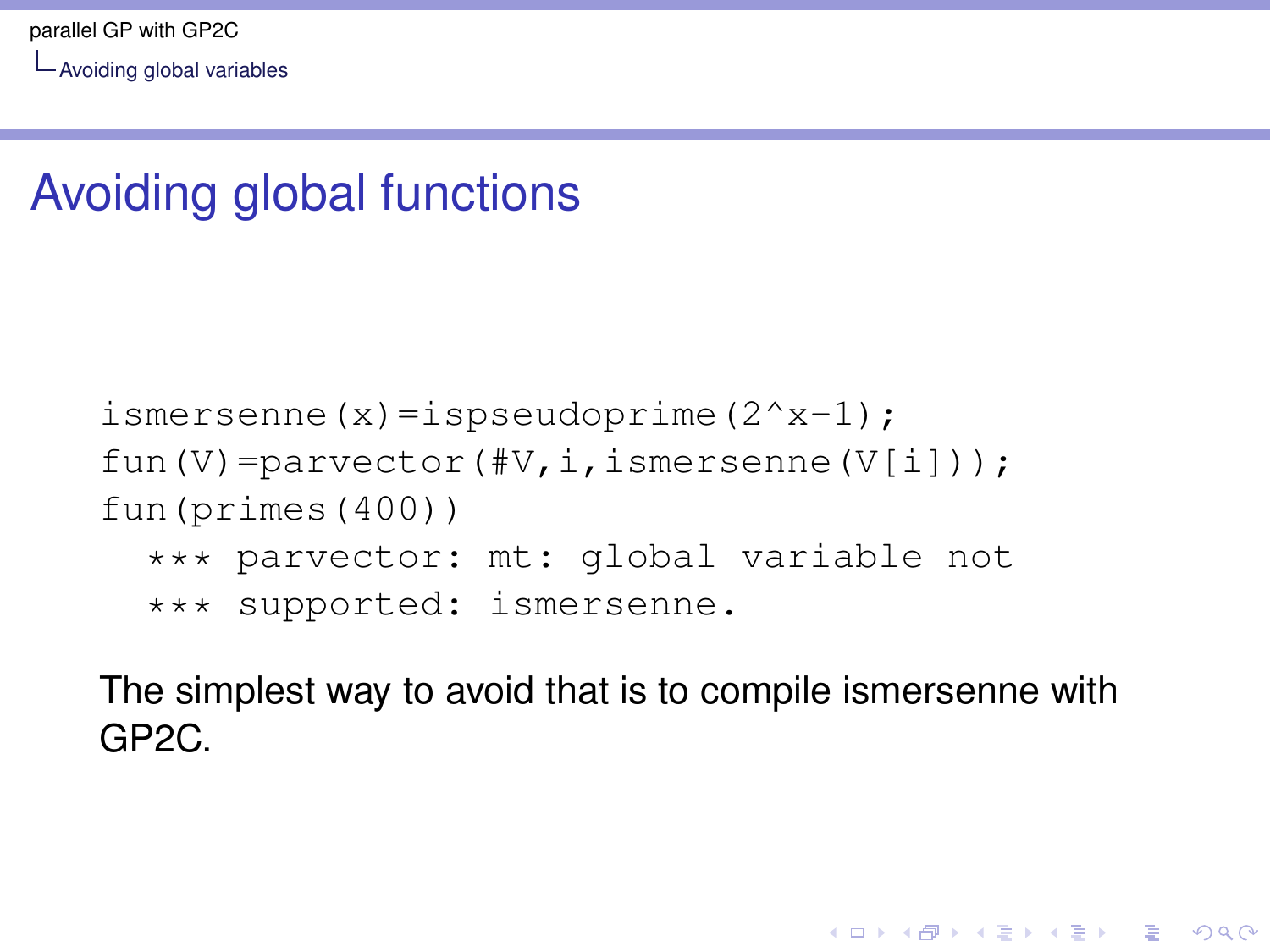# Avoiding global functions

```
ismersenne(x)=ispseudoprime(2^x-1);
fun(V)=parvector(#V,i,ismersenne(V[i]));
fun(primes(400))
  *** parvector: mt: global variable not
  *** supported: ismersenne.
```

The simplest way to avoid that is to compile ismersenne with GP2C.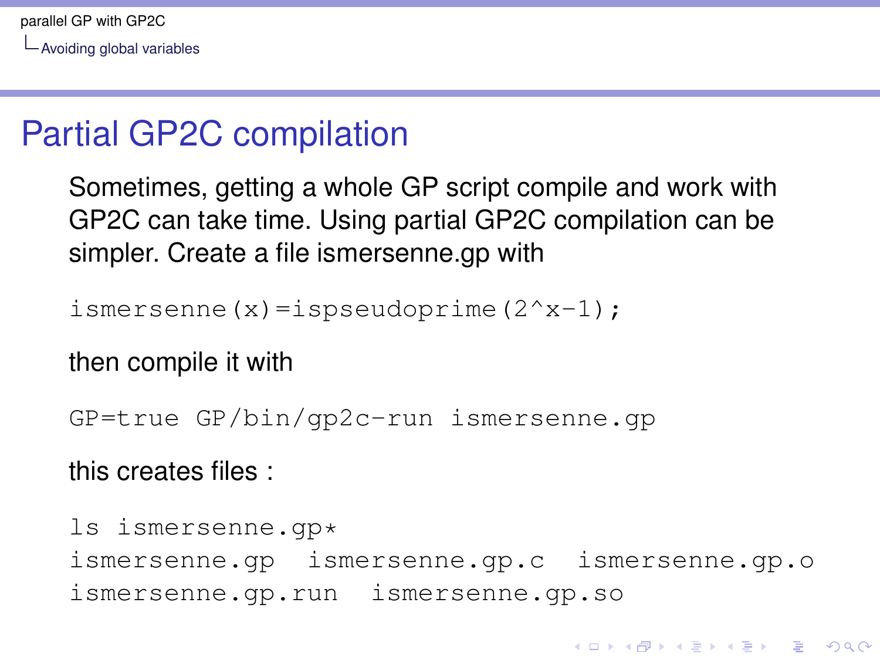# Partial GP2C compilation

Sometimes, getting a whole GP script compile and work with GP2C can take time. Using partial GP2C compilation can be simpler. Create a file ismersenne.gp with

```
ismersenne(x)=ispseudoprime(2^x-1);
```

then compile it with

```
GP=true GP/bin/gp2c-run ismersenne.gp
```

this creates files :

```
ls ismersenne.gp*
ismersenne.gp  ismersenne.gp.c  ismersenne.gp.o
ismersenne.gp.run  ismersenne.gp.so
```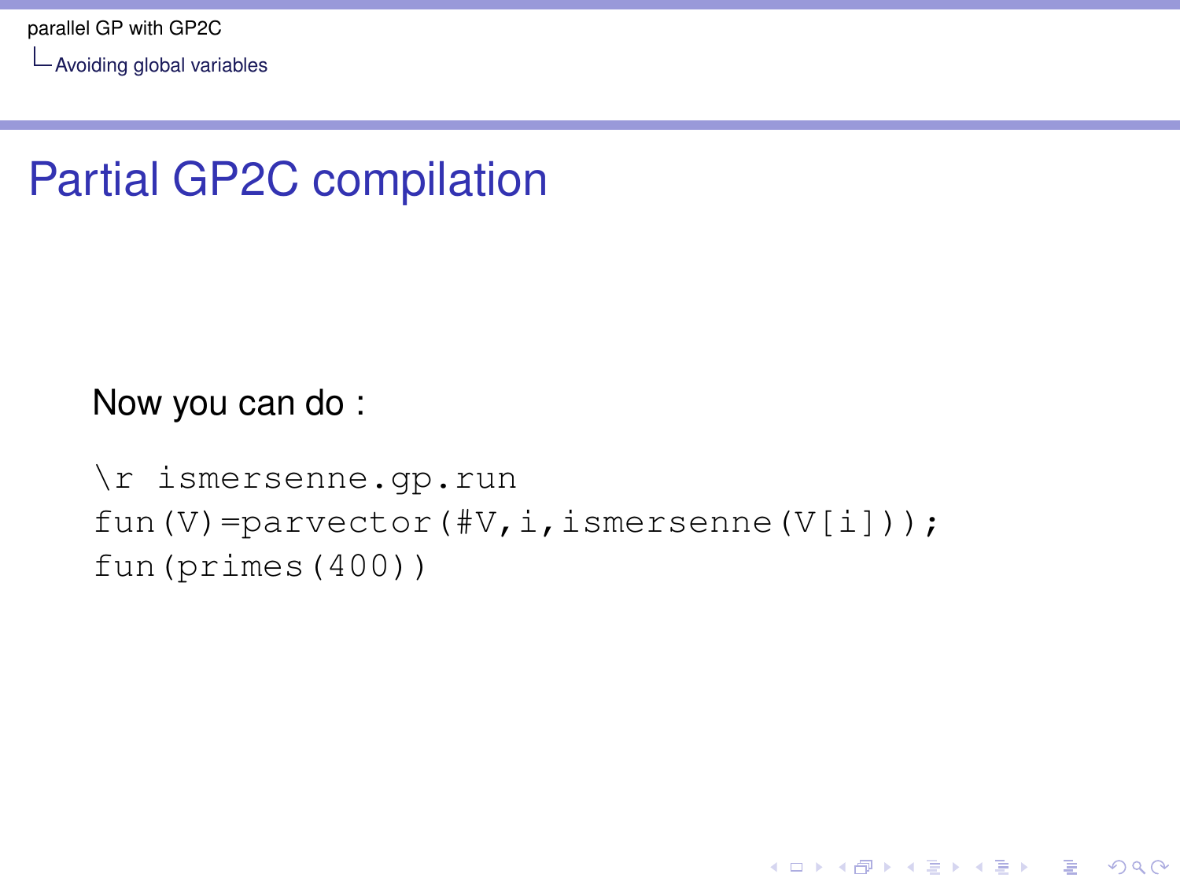# Partial GP2C compilation

Now you can do :

```
\r ismersenne.gp.run
fun(V)=parvector(#V,i,ismersenne(V[i]));
fun(primes(400))
```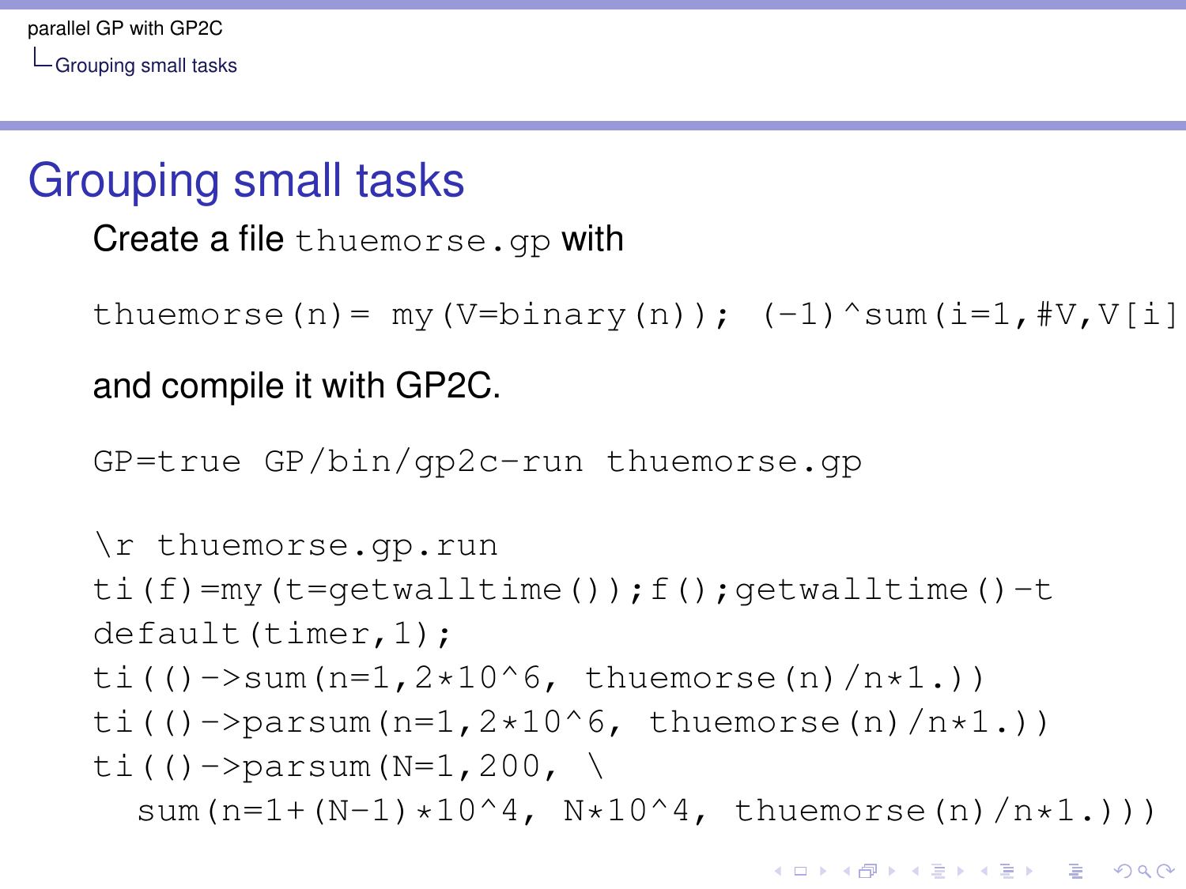# Grouping small tasks

Create a file `thuemorse.gp` with

```
thuemorse(n)= my(V=binary(n)); (-1)^sum(i=1,#V,V[i]
```

and compile it with GP2C.

```
GP=true GP/bin/gp2c-run thuemorse.gp
```

```
\r thuemorse.gp.run
ti(f)=my(t=getwalltime());f();getwalltime()-t
default(timer,1);
ti(()->sum(n=1,2*10^6, thuemorse(n)/n*1.))
ti(()->parsum(n=1,2*10^6, thuemorse(n)/n*1.))
ti(()->parsum(N=1,200, \
  sum(n=1+(N-1)*10^4, N*10^4, thuemorse(n)/n*1.)))
```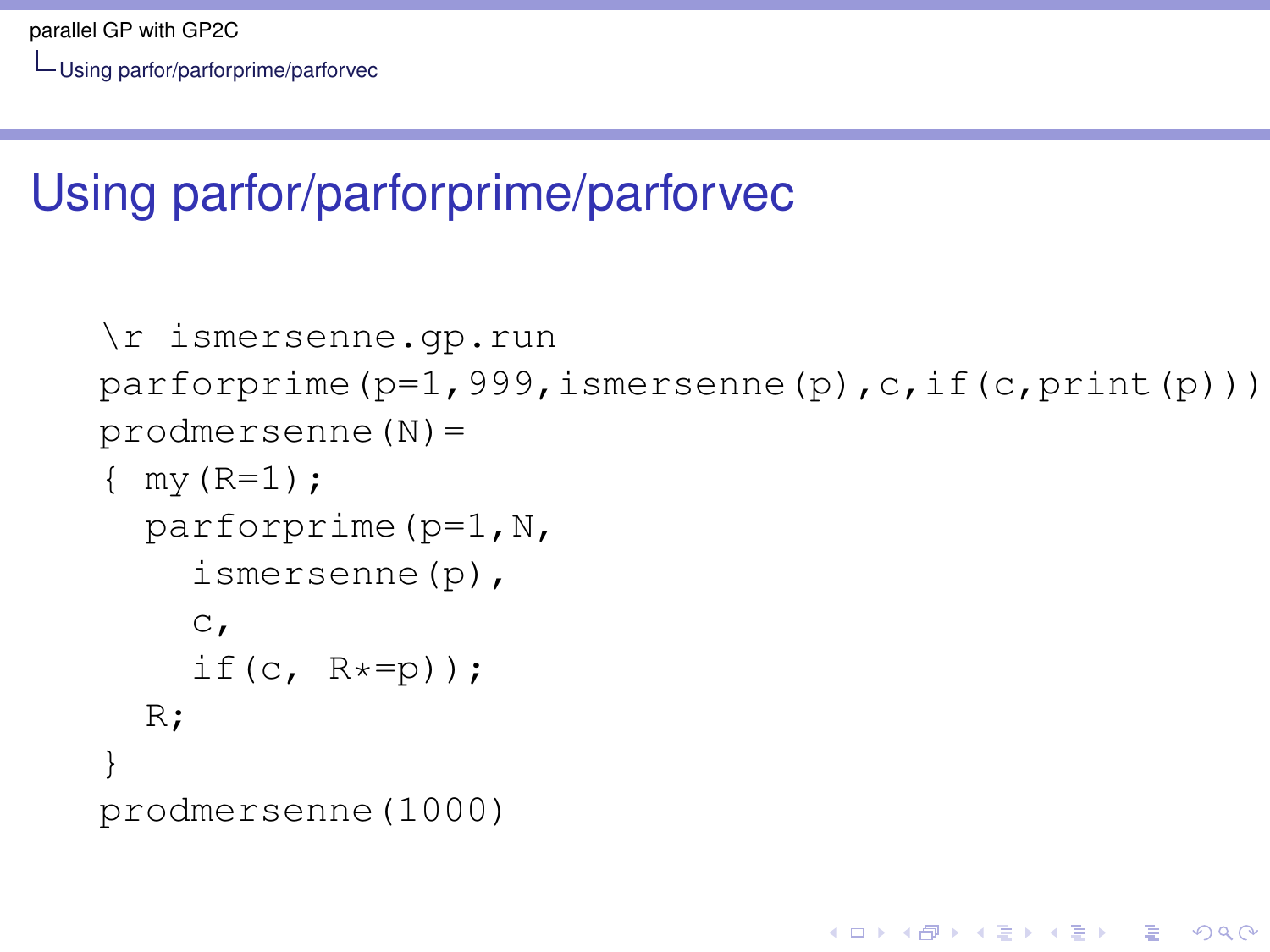# Using parfor/parforprime/parforvec

```
\r ismersenne.gp.run
parforprime(p=1,999,ismersenne(p),c,if(c,print(p)))
prodmersenne(N)=
{ my(R=1);
  parforprime(p=1,N,
    ismersenne(p),
    c,
    if(c, R*=p));
  R;
}
prodmersenne(1000)
```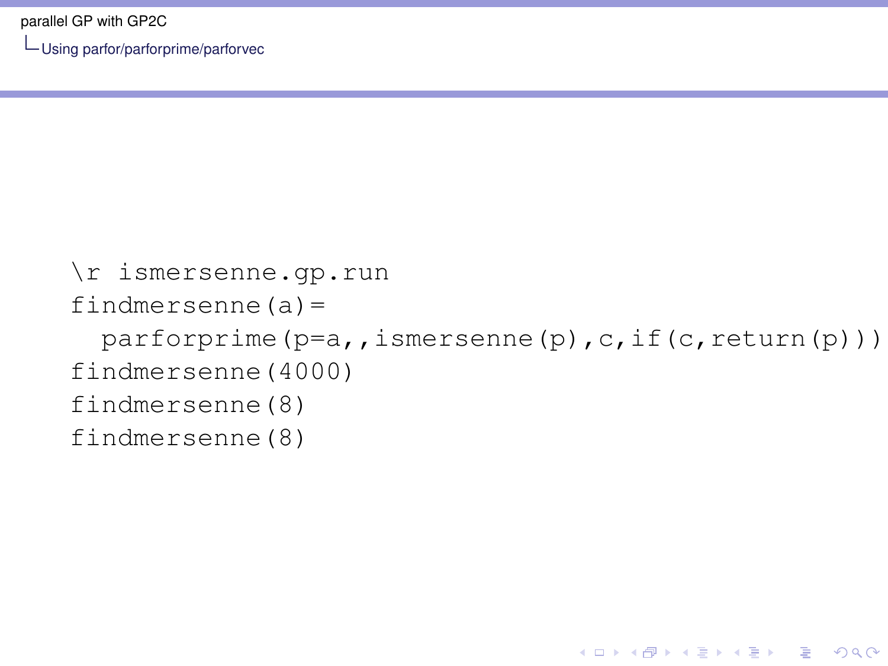```
\r ismersenne.gp.run
findmersenne(a)=
  parforprime(p=a,,ismersenne(p),c,if(c,return(p)))
findmersenne(4000)
findmersenne(8)
findmersenne(8)
```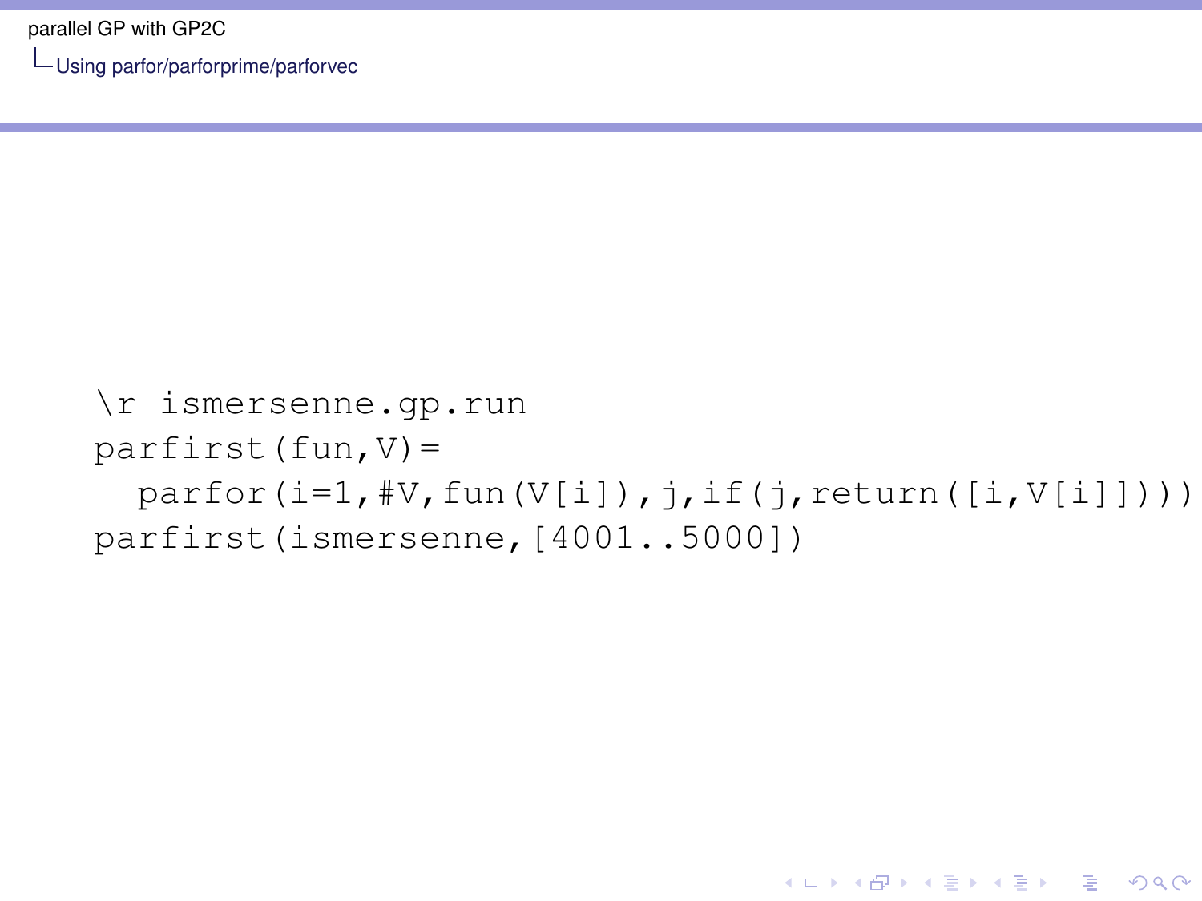```
\r ismersenne.gp.run
parfirst(fun,V)=
  parfor(i=1,#V,fun(V[i]),j,if(j,return([i,V[i]])))
parfirst(ismersenne,[4001..5000])
```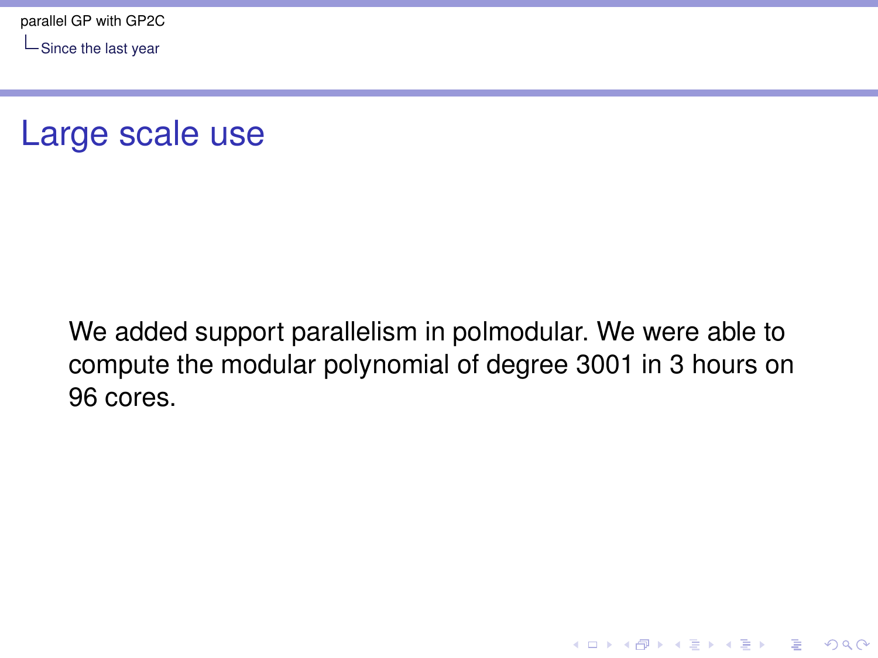# Large scale use

We added support parallelism in polmodular. We were able to compute the modular polynomial of degree 3001 in 3 hours on 96 cores.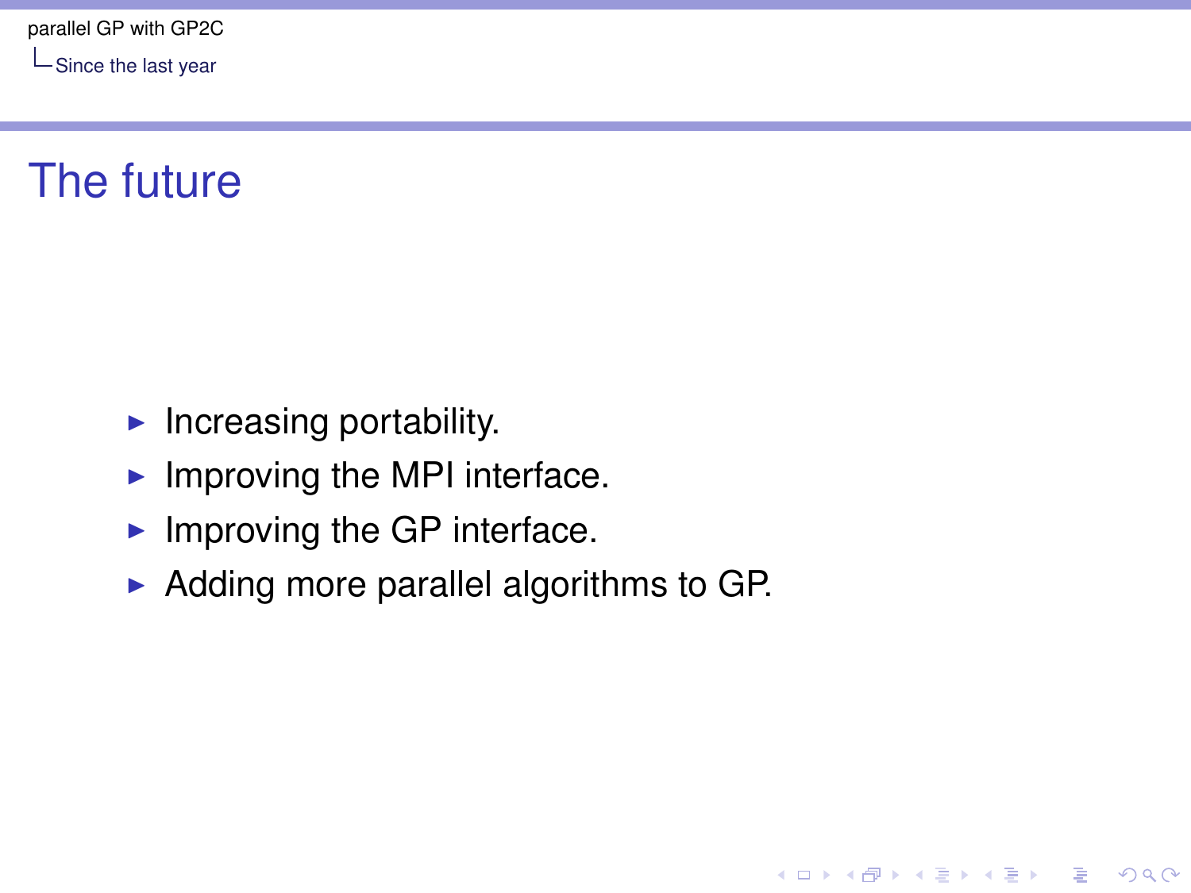# The future

- Increasing portability.
- Improving the MPI interface.
- Improving the GP interface.
- Adding more parallel algorithms to GP.